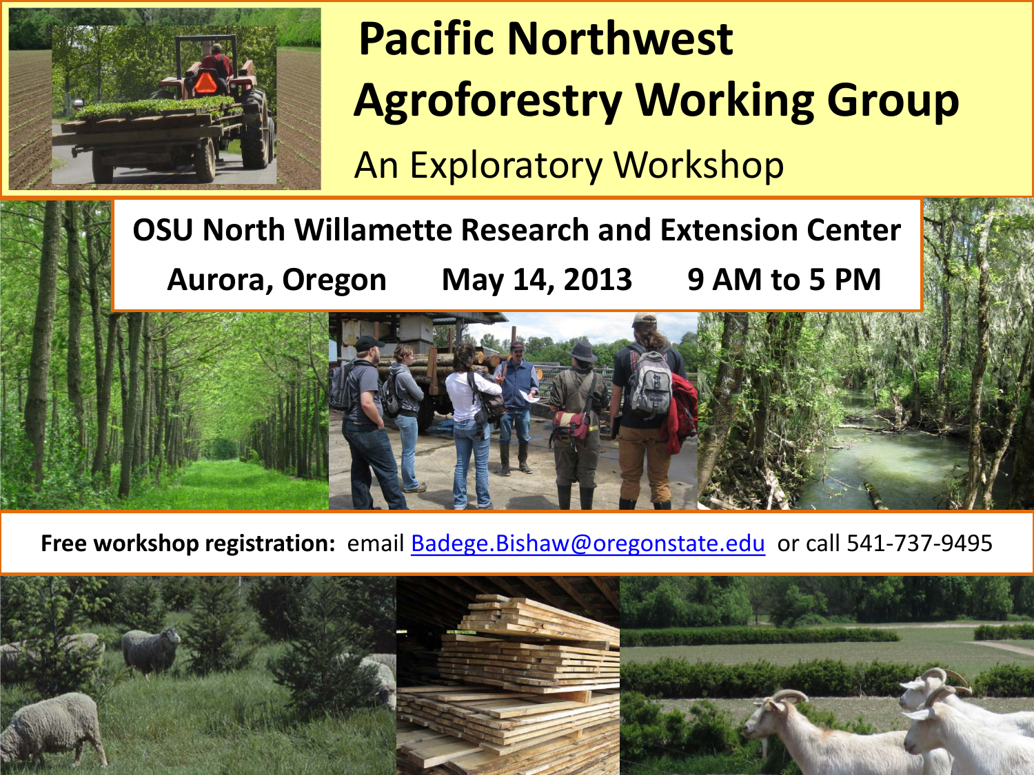# Pacific Northwest Agroforestry Working Group

## An Exploratory Workshop

**OSU North Willamette Research and Extension Center**

**Aurora, Oregon May 14, 2013 9 AM to 5 PM**

**Free workshop registration:** email Badege.Bishaw@oregonstate.edu or call 541-737-9495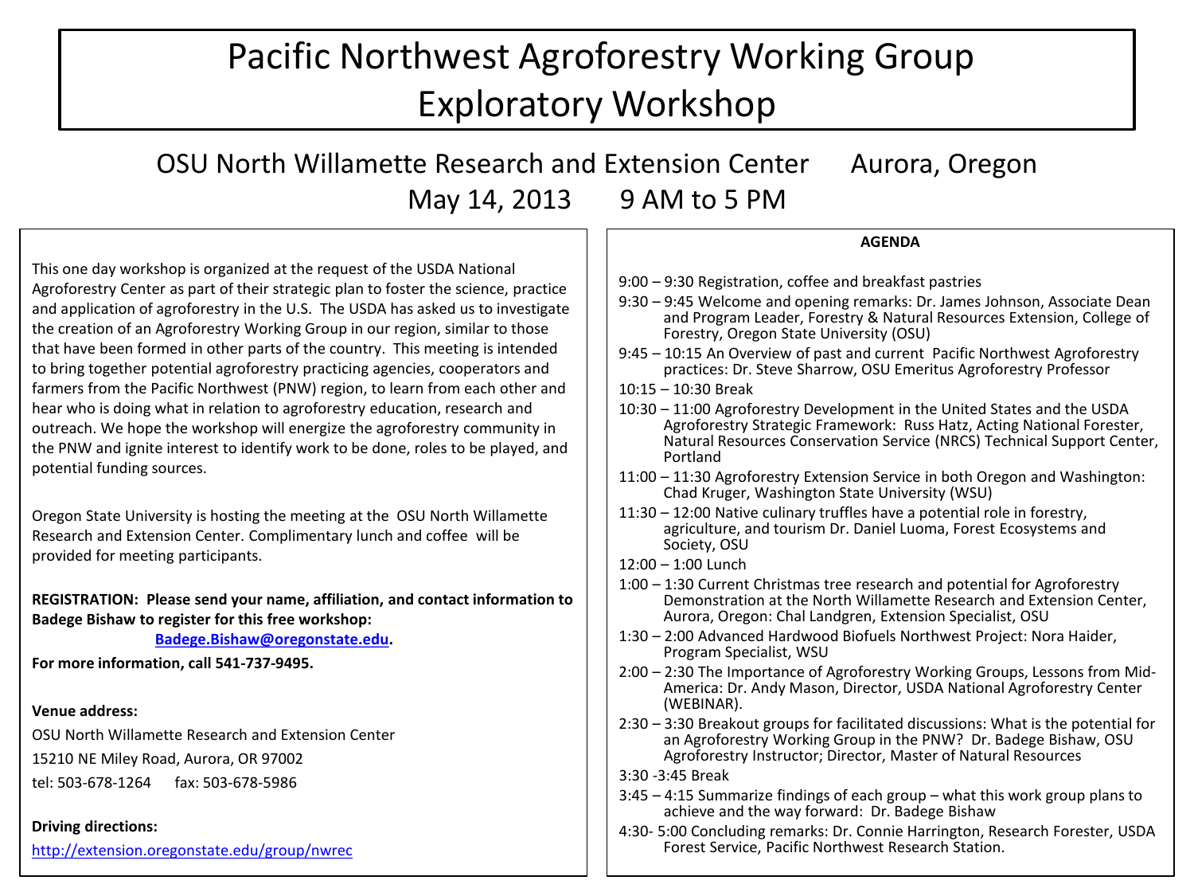# Pacific Northwest Agroforestry Working Group Exploratory Workshop

## OSU North Willamette Research and Extension Center Aurora, Oregon

## May 14, 2013 9 AM to 5 PM

This one day workshop is organized at the request of the USDA National Agroforestry Center as part of their strategic plan to foster the science, practice and application of agroforestry in the U.S. The USDA has asked us to investigate the creation of an Agroforestry Working Group in our region, similar to those that have been formed in other parts of the country. This meeting is intended to bring together potential agroforestry practicing agencies, cooperators and farmers from the Pacific Northwest (PNW) region, to learn from each other and hear who is doing what in relation to agroforestry education, research and outreach. We hope the workshop will energize the agroforestry community in the PNW and ignite interest to identify work to be done, roles to be played, and potential funding sources.

Oregon State University is hosting the meeting at the OSU North Willamette Research and Extension Center. Complimentary lunch and coffee will be provided for meeting participants.

**REGISTRATION: Please send your name, affiliation, and contact information to Badege Bishaw to register for this free workshop:**

**[Badege.Bishaw@oregonstate.edu](mailto:Badege.Bishaw@oregonstate.edu).**

**For more information, call 541-737-9495.**

**Venue address:**

OSU North Willamette Research and Extension Center

15210 NE Miley Road, Aurora, OR 97002

tel: 503-678-1264 fax: 503-678-5986

**Driving directions:**

http://extension.oregonstate.edu/group/nwrec

**AGENDA**

9:00 – 9:30 Registration, coffee and breakfast pastries

9:30 – 9:45 Welcome and opening remarks: Dr. James Johnson, Associate Dean and Program Leader, Forestry & Natural Resources Extension, College of Forestry, Oregon State University (OSU)

9:45 – 10:15 An Overview of past and current Pacific Northwest Agroforestry practices: Dr. Steve Sharrow, OSU Emeritus Agroforestry Professor

10:15 – 10:30 Break

10:30 – 11:00 Agroforestry Development in the United States and the USDA Agroforestry Strategic Framework: Russ Hatz, Acting National Forester, Natural Resources Conservation Service (NRCS) Technical Support Center, Portland

11:00 – 11:30 Agroforestry Extension Service in both Oregon and Washington: Chad Kruger, Washington State University (WSU)

11:30 – 12:00 Native culinary truffles have a potential role in forestry, agriculture, and tourism Dr. Daniel Luoma, Forest Ecosystems and Society, OSU

12:00 – 1:00 Lunch

1:00 – 1:30 Current Christmas tree research and potential for Agroforestry Demonstration at the North Willamette Research and Extension Center, Aurora, Oregon: Chal Landgren, Extension Specialist, OSU

1:30 – 2:00 Advanced Hardwood Biofuels Northwest Project: Nora Haider, Program Specialist, WSU

2:00 – 2:30 The Importance of Agroforestry Working Groups, Lessons from Mid-America: Dr. Andy Mason, Director, USDA National Agroforestry Center (WEBINAR).

2:30 – 3:30 Breakout groups for facilitated discussions: What is the potential for an Agroforestry Working Group in the PNW? Dr. Badege Bishaw, OSU Agroforestry Instructor; Director, Master of Natural Resources

3:30 -3:45 Break

3:45 – 4:15 Summarize findings of each group – what this work group plans to achieve and the way forward: Dr. Badege Bishaw

4:30- 5:00 Concluding remarks: Dr. Connie Harrington, Research Forester, USDA Forest Service, Pacific Northwest Research Station.